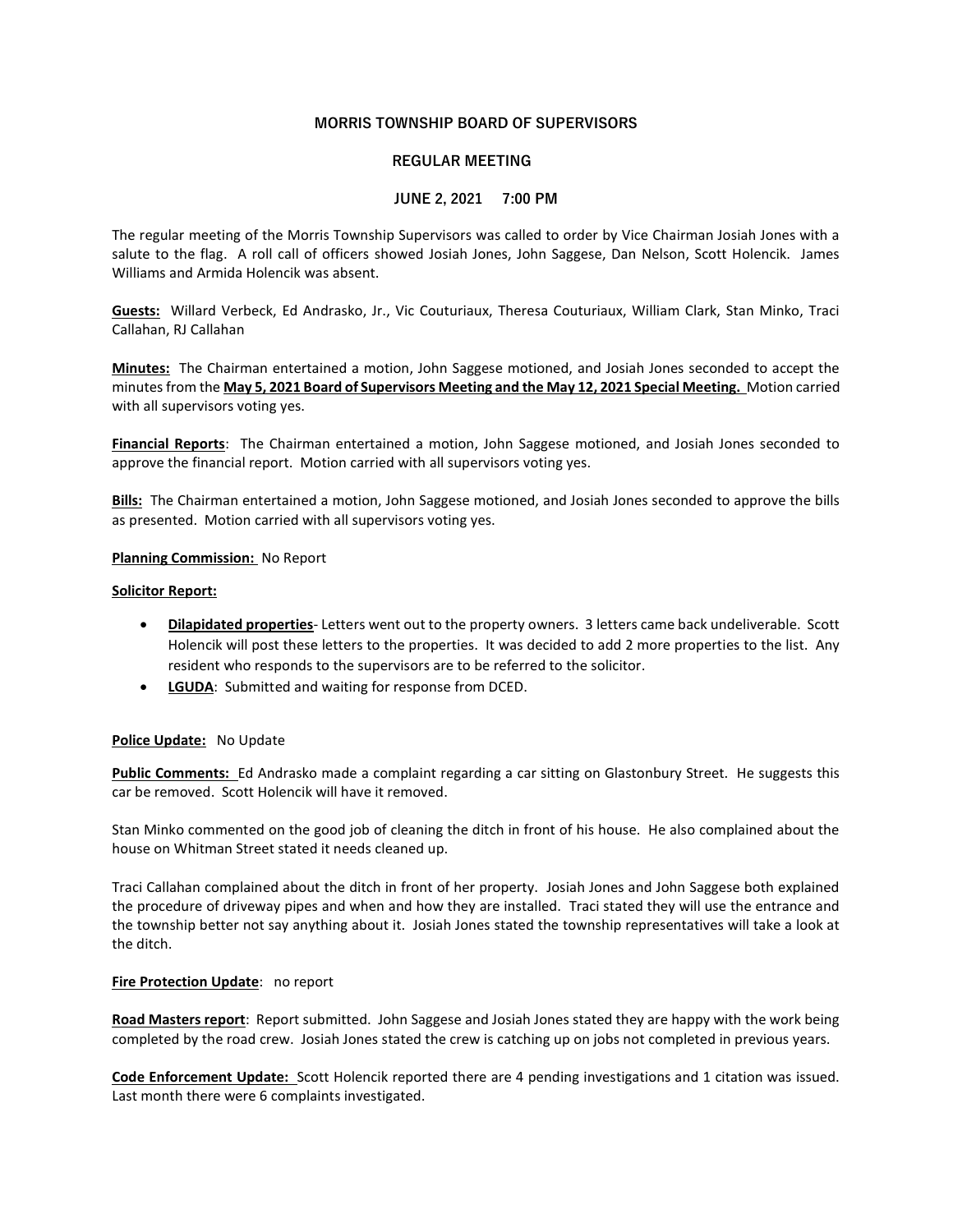# MORRIS TOWNSHIP BOARD OF SUPERVISORS

## REGULAR MEETING

## JUNE 2, 2021 7:00 PM

The regular meeting of the Morris Township Supervisors was called to order by Vice Chairman Josiah Jones with a salute to the flag. A roll call of officers showed Josiah Jones, John Saggese, Dan Nelson, Scott Holencik. James Williams and Armida Holencik was absent.

**Guests:** Willard Verbeck, Ed Andrasko, Jr., Vic Couturiaux, Theresa Couturiaux, William Clark, Stan Minko, Traci Callahan, RJ Callahan

**Minutes:** The Chairman entertained a motion, John Saggese motioned, and Josiah Jones seconded to accept the minutes from the **May 5, 2021 Board of Supervisors Meeting and the May 12, 2021 Special Meeting.** Motion carried with all supervisors voting yes.

**Financial Reports**: The Chairman entertained a motion, John Saggese motioned, and Josiah Jones seconded to approve the financial report. Motion carried with all supervisors voting yes.

**Bills:** The Chairman entertained a motion, John Saggese motioned, and Josiah Jones seconded to approve the bills as presented. Motion carried with all supervisors voting yes.

**Planning Commission:** No Report

**Solicitor Report:**

- **Dilapidated properties**- Letters went out to the property owners. 3 letters came back undeliverable. Scott Holencik will post these letters to the properties. It was decided to add 2 more properties to the list. Any resident who responds to the supervisors are to be referred to the solicitor.
- **LGUDA**: Submitted and waiting for response from DCED.

**Police Update:** No Update

**Public Comments:** Ed Andrasko made a complaint regarding a car sitting on Glastonbury Street. He suggests this car be removed. Scott Holencik will have it removed.

Stan Minko commented on the good job of cleaning the ditch in front of his house. He also complained about the house on Whitman Street stated it needs cleaned up.

Traci Callahan complained about the ditch in front of her property. Josiah Jones and John Saggese both explained the procedure of driveway pipes and when and how they are installed. Traci stated they will use the entrance and the township better not say anything about it. Josiah Jones stated the township representatives will take a look at the ditch.

**Fire Protection Update**: no report

**Road Masters report**: Report submitted. John Saggese and Josiah Jones stated they are happy with the work being completed by the road crew. Josiah Jones stated the crew is catching up on jobs not completed in previous years.

**Code Enforcement Update:** Scott Holencik reported there are 4 pending investigations and 1 citation was issued. Last month there were 6 complaints investigated.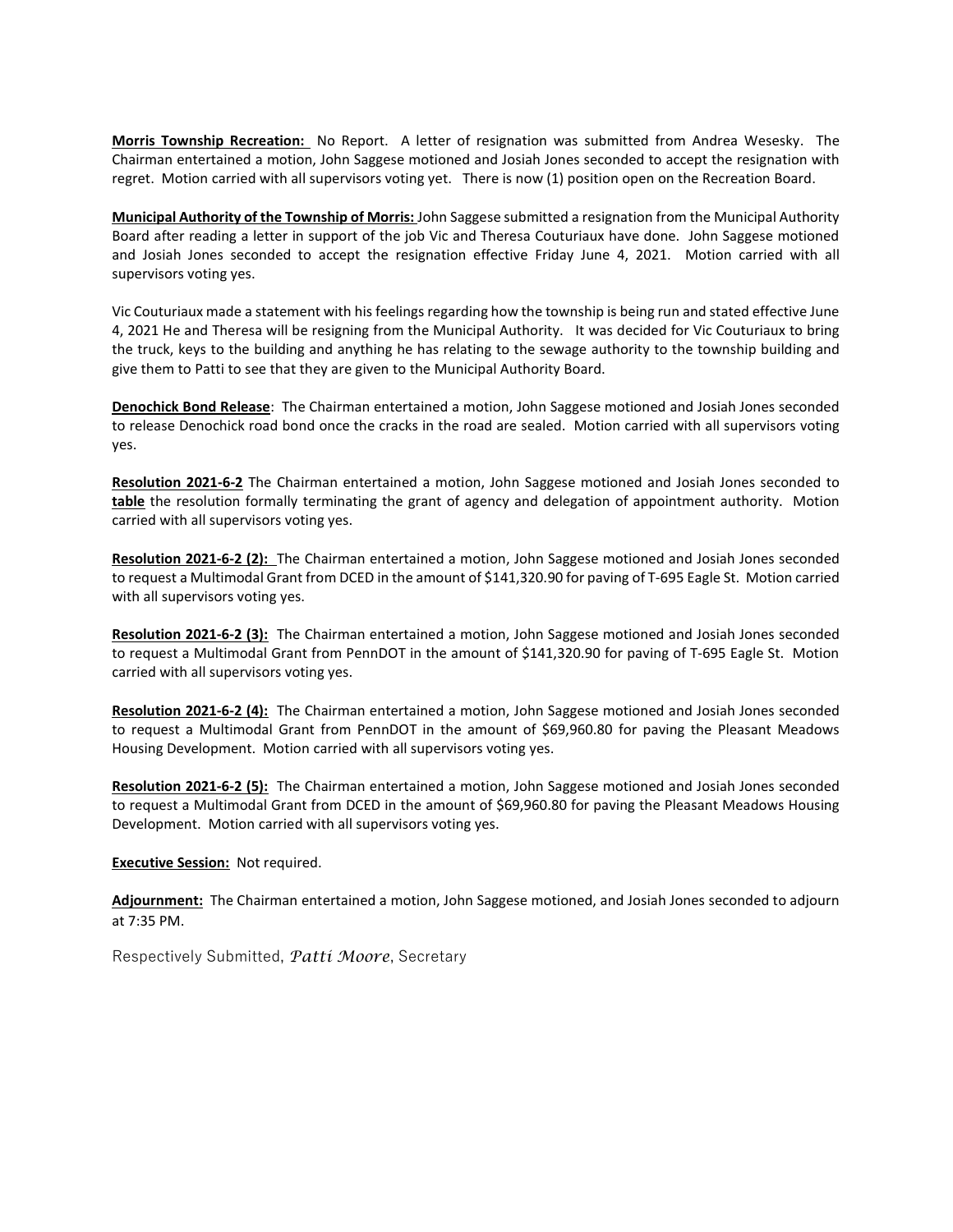**Morris Township Recreation:** No Report. A letter of resignation was submitted from Andrea Wesesky. The Chairman entertained a motion, John Saggese motioned and Josiah Jones seconded to accept the resignation with regret. Motion carried with all supervisors voting yet. There is now (1) position open on the Recreation Board.

**Municipal Authority of the Township of Morris:** John Saggese submitted a resignation from the Municipal Authority Board after reading a letter in support of the job Vic and Theresa Couturiaux have done. John Saggese motioned and Josiah Jones seconded to accept the resignation effective Friday June 4, 2021. Motion carried with all supervisors voting yes.

Vic Couturiaux made a statement with his feelings regarding how the township is being run and stated effective June 4, 2021 He and Theresa will be resigning from the Municipal Authority. It was decided for Vic Couturiaux to bring the truck, keys to the building and anything he has relating to the sewage authority to the township building and give them to Patti to see that they are given to the Municipal Authority Board.

**Denochick Bond Release**: The Chairman entertained a motion, John Saggese motioned and Josiah Jones seconded to release Denochick road bond once the cracks in the road are sealed. Motion carried with all supervisors voting yes.

**Resolution 2021-6-2** The Chairman entertained a motion, John Saggese motioned and Josiah Jones seconded to **table** the resolution formally terminating the grant of agency and delegation of appointment authority. Motion carried with all supervisors voting yes.

**Resolution 2021-6-2 (2):** The Chairman entertained a motion, John Saggese motioned and Josiah Jones seconded to request a Multimodal Grant from DCED in the amount of $141,320.90 for paving of T-695 Eagle St. Motion carried with all supervisors voting yes.

**Resolution 2021-6-2 (3):** The Chairman entertained a motion, John Saggese motioned and Josiah Jones seconded to request a Multimodal Grant from PennDOT in the amount of $141,320.90 for paving of T-695 Eagle St. Motion carried with all supervisors voting yes.

**Resolution 2021-6-2 (4):** The Chairman entertained a motion, John Saggese motioned and Josiah Jones seconded to request a Multimodal Grant from PennDOT in the amount of $69,960.80 for paving the Pleasant Meadows Housing Development. Motion carried with all supervisors voting yes.

**Resolution 2021-6-2 (5):** The Chairman entertained a motion, John Saggese motioned and Josiah Jones seconded to request a Multimodal Grant from DCED in the amount of $69,960.80 for paving the Pleasant Meadows Housing Development. Motion carried with all supervisors voting yes.

**Executive Session:** Not required.

**Adjournment:** The Chairman entertained a motion, John Saggese motioned, and Josiah Jones seconded to adjourn at 7:35 PM.

Respectively Submitted, *Patti Moore*, Secretary